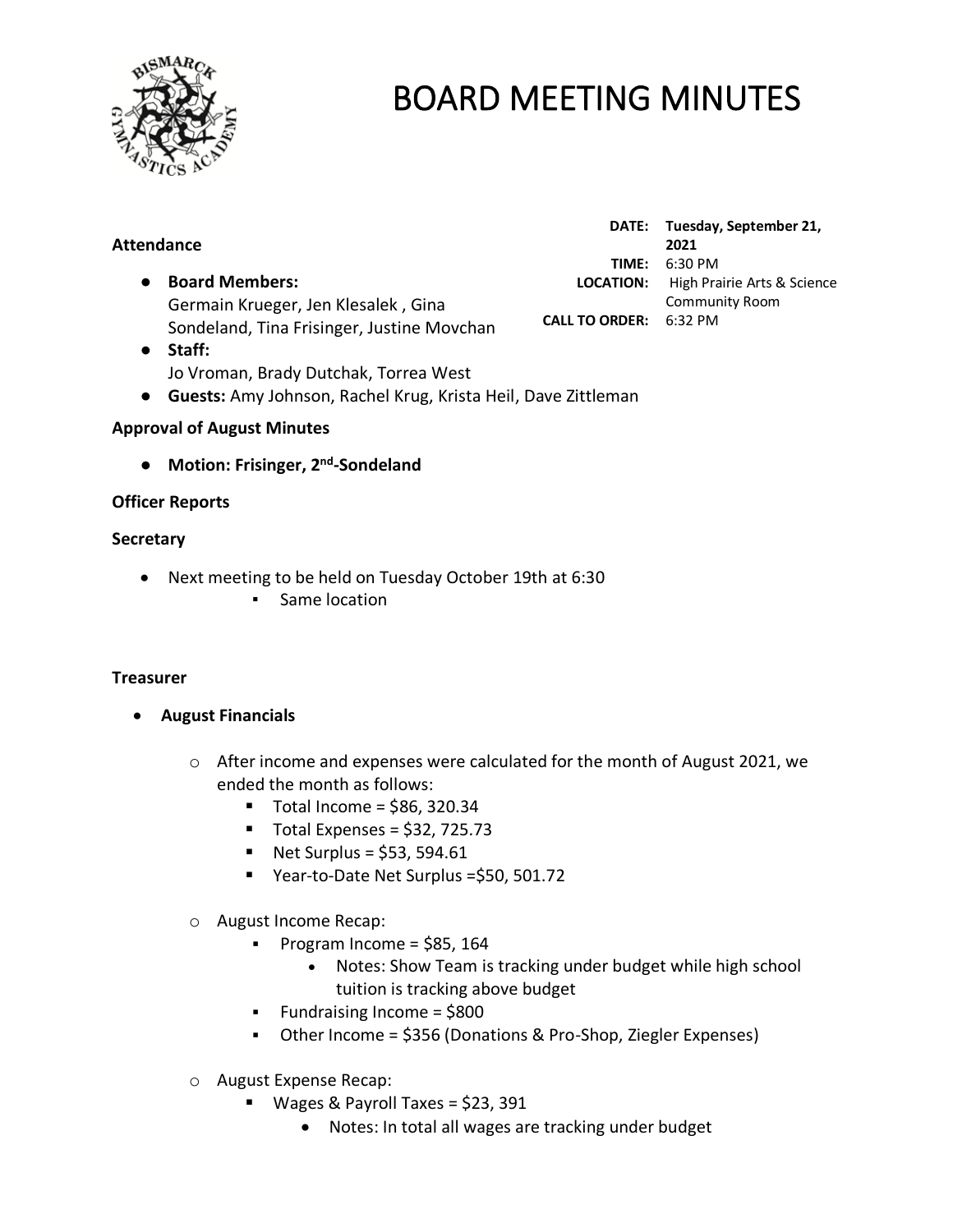# BOARD MEETING MINUTES

**DATE:** Tuesday, September 21, 2021
**TIME:** 6:30 PM
**LOCATION:** High Prairie Arts & Science Community Room
**CALL TO ORDER:** 6:32 PM

### Attendance

- **Board Members:**
  Germain Krueger, Jen Klesalek , Gina Sondeland, Tina Frisinger, Justine Movchan
- **Staff:**
  Jo Vroman, Brady Dutchak, Torrea West
- **Guests:** Amy Johnson, Rachel Krug, Krista Heil, Dave Zittleman

### Approval of August Minutes

- **Motion: Frisinger, 2nd-Sondeland**

### Officer Reports

### Secretary

- Next meeting to be held on Tuesday October 19th at 6:30
  - Same location

### Treasurer

- **August Financials**
  - After income and expenses were calculated for the month of August 2021, we ended the month as follows:
    - Total Income = $86, 320.34
    - Total Expenses = $32, 725.73
    - Net Surplus = $53, 594.61
    - Year-to-Date Net Surplus =$50, 501.72
  - August Income Recap:
    - Program Income = $85, 164
      - Notes: Show Team is tracking under budget while high school tuition is tracking above budget
    - Fundraising Income = $800
    - Other Income = $356 (Donations & Pro-Shop, Ziegler Expenses)
  - August Expense Recap:
    - Wages & Payroll Taxes = $23, 391
      - Notes: In total all wages are tracking under budget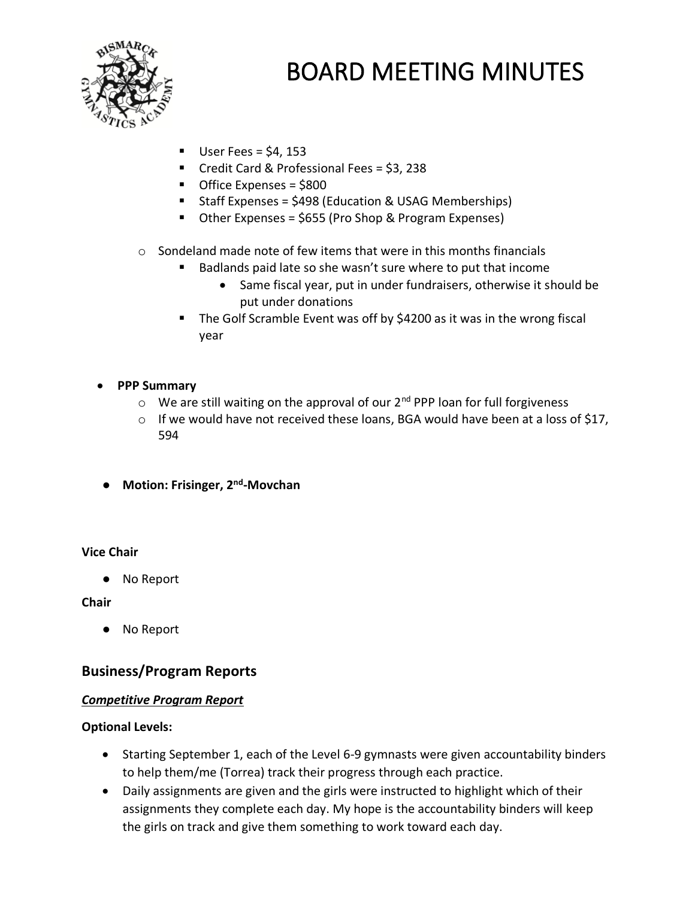- User Fees = $4, 153
- Credit Card & Professional Fees = $3, 238
- Office Expenses = $800
- Staff Expenses = $498 (Education & USAG Memberships)
- Other Expenses = $655 (Pro Shop & Program Expenses)

- Sondeland made note of few items that were in this months financials
  - Badlands paid late so she wasn't sure where to put that income
    - Same fiscal year, put in under fundraisers, otherwise it should be put under donations
  - The Golf Scramble Event was off by $4200 as it was in the wrong fiscal year

- **PPP Summary**
  - We are still waiting on the approval of our 2nd PPP loan for full forgiveness
  - If we would have not received these loans, BGA would have been at a loss of $17, 594

- **Motion: Frisinger, 2nd-Movchan**

**Vice Chair**

- No Report

**Chair**

- No Report

## Business/Program Reports

***Competitive Program Report***

**Optional Levels:**

- Starting September 1, each of the Level 6-9 gymnasts were given accountability binders to help them/me (Torrea) track their progress through each practice.
- Daily assignments are given and the girls were instructed to highlight which of their assignments they complete each day. My hope is the accountability binders will keep the girls on track and give them something to work toward each day.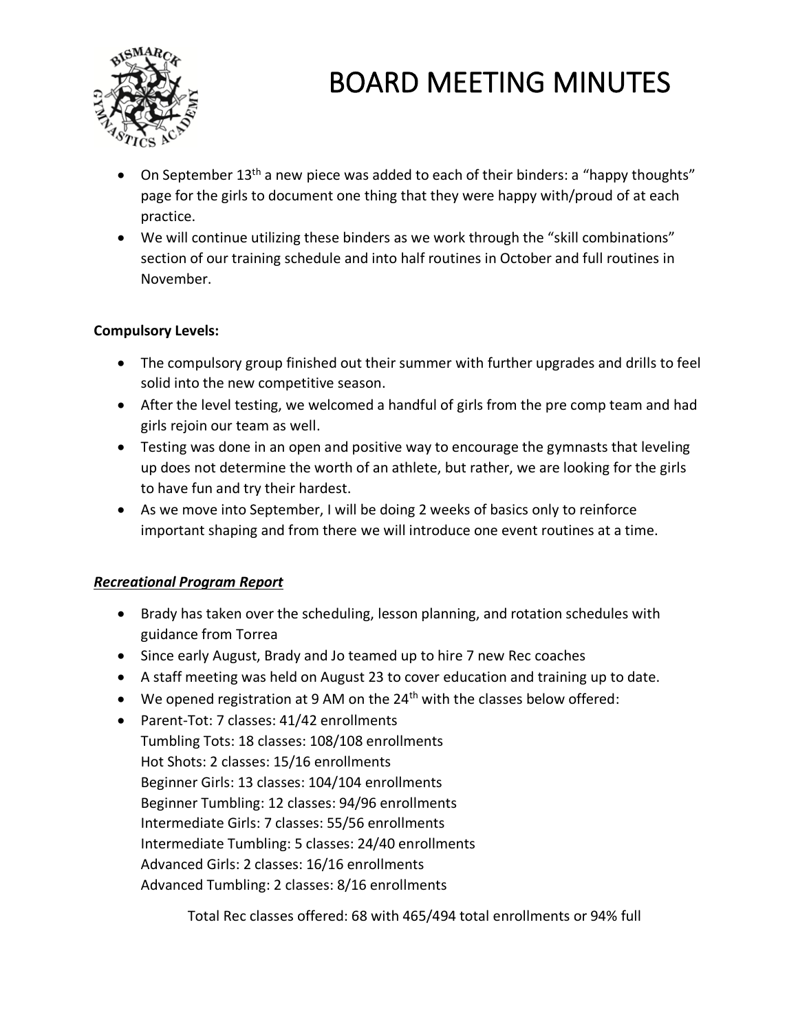# BOARD MEETING MINUTES

- On September 13th a new piece was added to each of their binders: a "happy thoughts" page for the girls to document one thing that they were happy with/proud of at each practice.
- We will continue utilizing these binders as we work through the "skill combinations" section of our training schedule and into half routines in October and full routines in November.

**Compulsory Levels:**

- The compulsory group finished out their summer with further upgrades and drills to feel solid into the new competitive season.
- After the level testing, we welcomed a handful of girls from the pre comp team and had girls rejoin our team as well.
- Testing was done in an open and positive way to encourage the gymnasts that leveling up does not determine the worth of an athlete, but rather, we are looking for the girls to have fun and try their hardest.
- As we move into September, I will be doing 2 weeks of basics only to reinforce important shaping and from there we will introduce one event routines at a time.

***Recreational Program Report***

- Brady has taken over the scheduling, lesson planning, and rotation schedules with guidance from Torrea
- Since early August, Brady and Jo teamed up to hire 7 new Rec coaches
- A staff meeting was held on August 23 to cover education and training up to date.
- We opened registration at 9 AM on the 24th with the classes below offered:
- Parent-Tot: 7 classes: 41/42 enrollments
  Tumbling Tots: 18 classes: 108/108 enrollments
  Hot Shots: 2 classes: 15/16 enrollments
  Beginner Girls: 13 classes: 104/104 enrollments
  Beginner Tumbling: 12 classes: 94/96 enrollments
  Intermediate Girls: 7 classes: 55/56 enrollments
  Intermediate Tumbling: 5 classes: 24/40 enrollments
  Advanced Girls: 2 classes: 16/16 enrollments
  Advanced Tumbling: 2 classes: 8/16 enrollments

Total Rec classes offered: 68 with 465/494 total enrollments or 94% full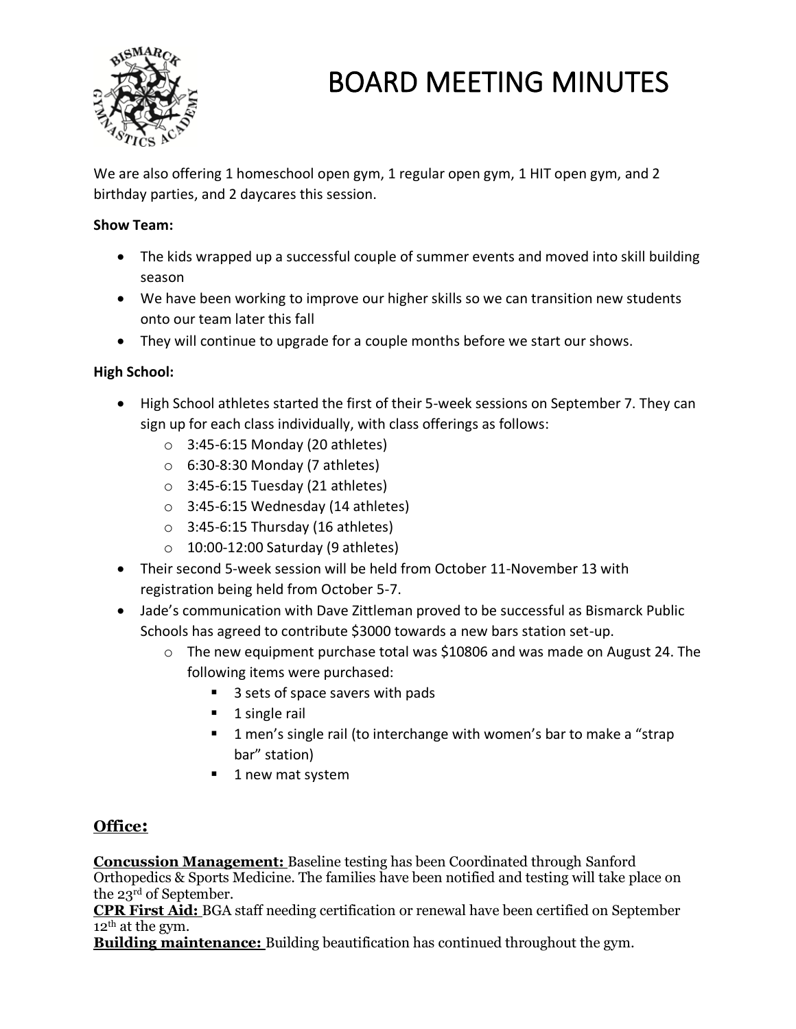# BOARD MEETING MINUTES

We are also offering 1 homeschool open gym, 1 regular open gym, 1 HIT open gym, and 2 birthday parties, and 2 daycares this session.

**Show Team:**

- The kids wrapped up a successful couple of summer events and moved into skill building season
- We have been working to improve our higher skills so we can transition new students onto our team later this fall
- They will continue to upgrade for a couple months before we start our shows.

**High School:**

- High School athletes started the first of their 5-week sessions on September 7. They can sign up for each class individually, with class offerings as follows:
  - 3:45-6:15 Monday (20 athletes)
  - 6:30-8:30 Monday (7 athletes)
  - 3:45-6:15 Tuesday (21 athletes)
  - 3:45-6:15 Wednesday (14 athletes)
  - 3:45-6:15 Thursday (16 athletes)
  - 10:00-12:00 Saturday (9 athletes)
- Their second 5-week session will be held from October 11-November 13 with registration being held from October 5-7.
- Jade's communication with Dave Zittleman proved to be successful as Bismarck Public Schools has agreed to contribute $3000 towards a new bars station set-up.
  - The new equipment purchase total was $10806 and was made on August 24. The following items were purchased:
    - 3 sets of space savers with pads
    - 1 single rail
    - 1 men's single rail (to interchange with women's bar to make a "strap bar" station)
    - 1 new mat system

## Office:

**Concussion Management:** Baseline testing has been Coordinated through Sanford Orthopedics & Sports Medicine. The families have been notified and testing will take place on the 23rd of September.

**CPR First Aid:** BGA staff needing certification or renewal have been certified on September 12th at the gym.

**Building maintenance:** Building beautification has continued throughout the gym.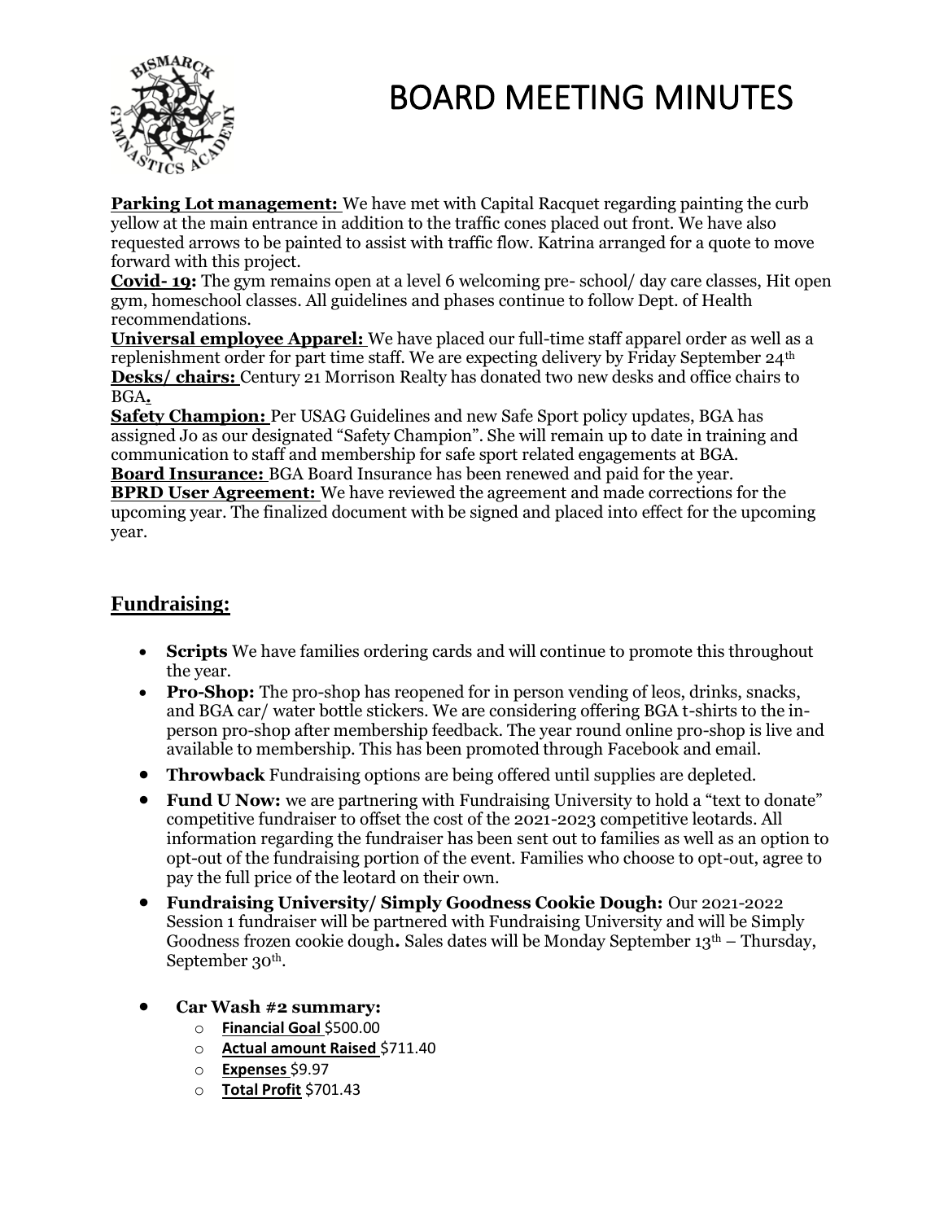// BOARD MEETING MINUTES

**Parking Lot management:** We have met with Capital Racquet regarding painting the curb yellow at the main entrance in addition to the traffic cones placed out front. We have also requested arrows to be painted to assist with traffic flow. Katrina arranged for a quote to move forward with this project.

**Covid- 19:** The gym remains open at a level 6 welcoming pre- school/ day care classes, Hit open gym, homeschool classes. All guidelines and phases continue to follow Dept. of Health recommendations.

**Universal employee Apparel:** We have placed our full-time staff apparel order as well as a replenishment order for part time staff. We are expecting delivery by Friday September 24th

**Desks/ chairs:** Century 21 Morrison Realty has donated two new desks and office chairs to BGA**.**

**Safety Champion:** Per USAG Guidelines and new Safe Sport policy updates, BGA has assigned Jo as our designated "Safety Champion". She will remain up to date in training and communication to staff and membership for safe sport related engagements at BGA.

**Board Insurance:** BGA Board Insurance has been renewed and paid for the year.

**BPRD User Agreement:** We have reviewed the agreement and made corrections for the upcoming year. The finalized document with be signed and placed into effect for the upcoming year.

## Fundraising:

- **Scripts** We have families ordering cards and will continue to promote this throughout the year.
- **Pro-Shop:** The pro-shop has reopened for in person vending of leos, drinks, snacks, and BGA car/ water bottle stickers. We are considering offering BGA t-shirts to the in-person pro-shop after membership feedback. The year round online pro-shop is live and available to membership. This has been promoted through Facebook and email.
- **Throwback** Fundraising options are being offered until supplies are depleted.
- **Fund U Now:** we are partnering with Fundraising University to hold a "text to donate" competitive fundraiser to offset the cost of the 2021-2023 competitive leotards. All information regarding the fundraiser has been sent out to families as well as an option to opt-out of the fundraising portion of the event. Families who choose to opt-out, agree to pay the full price of the leotard on their own.
- **Fundraising University/ Simply Goodness Cookie Dough:** Our 2021-2022 Session 1 fundraiser will be partnered with Fundraising University and will be Simply Goodness frozen cookie dough**.** Sales dates will be Monday September 13th – Thursday, September 30th.
- **Car Wash #2 summary:**
  - **Financial Goal** $500.00
  - **Actual amount Raised** $711.40
  - **Expenses** $9.97
  - **Total Profit** $701.43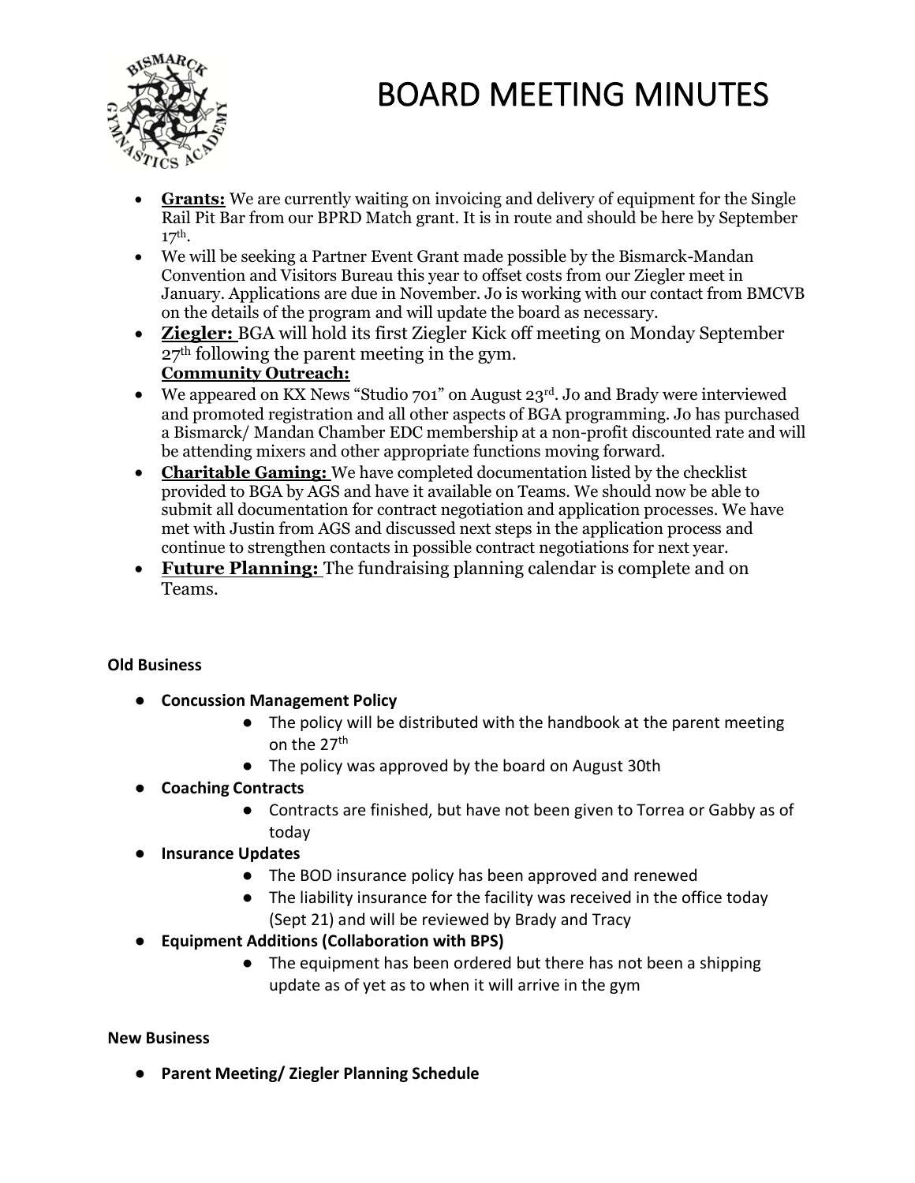# BOARD MEETING MINUTES

- **Grants:** We are currently waiting on invoicing and delivery of equipment for the Single Rail Pit Bar from our BPRD Match grant. It is in route and should be here by September 17th.
- We will be seeking a Partner Event Grant made possible by the Bismarck-Mandan Convention and Visitors Bureau this year to offset costs from our Ziegler meet in January. Applications are due in November. Jo is working with our contact from BMCVB on the details of the program and will update the board as necessary.
- **Ziegler:** BGA will hold its first Ziegler Kick off meeting on Monday September 27th following the parent meeting in the gym.
  **Community Outreach:**
- We appeared on KX News "Studio 701" on August 23rd. Jo and Brady were interviewed and promoted registration and all other aspects of BGA programming. Jo has purchased a Bismarck/ Mandan Chamber EDC membership at a non-profit discounted rate and will be attending mixers and other appropriate functions moving forward.
- **Charitable Gaming:** We have completed documentation listed by the checklist provided to BGA by AGS and have it available on Teams. We should now be able to submit all documentation for contract negotiation and application processes. We have met with Justin from AGS and discussed next steps in the application process and continue to strengthen contacts in possible contract negotiations for next year.
- **Future Planning:** The fundraising planning calendar is complete and on Teams.

**Old Business**

- **Concussion Management Policy**
  - The policy will be distributed with the handbook at the parent meeting on the 27th
  - The policy was approved by the board on August 30th
- **Coaching Contracts**
  - Contracts are finished, but have not been given to Torrea or Gabby as of today
- **Insurance Updates**
  - The BOD insurance policy has been approved and renewed
  - The liability insurance for the facility was received in the office today (Sept 21) and will be reviewed by Brady and Tracy
- **Equipment Additions (Collaboration with BPS)**
  - The equipment has been ordered but there has not been a shipping update as of yet as to when it will arrive in the gym

**New Business**

- **Parent Meeting/ Ziegler Planning Schedule**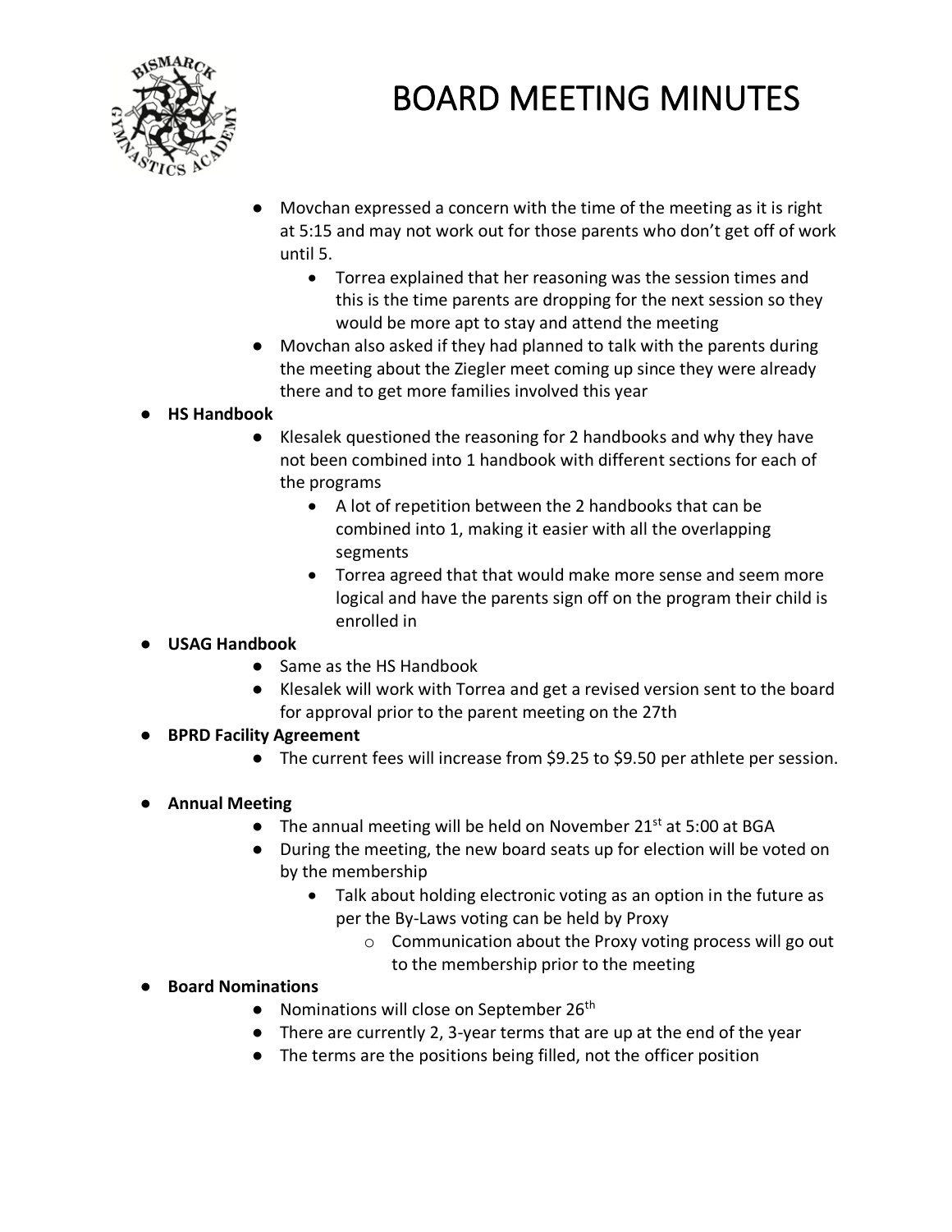# BOARD MEETING MINUTES

- Movchan expressed a concern with the time of the meeting as it is right at 5:15 and may not work out for those parents who don't get off of work until 5.
  - Torrea explained that her reasoning was the session times and this is the time parents are dropping for the next session so they would be more apt to stay and attend the meeting
- Movchan also asked if they had planned to talk with the parents during the meeting about the Ziegler meet coming up since they were already there and to get more families involved this year

- **HS Handbook**
  - Klesalek questioned the reasoning for 2 handbooks and why they have not been combined into 1 handbook with different sections for each of the programs
    - A lot of repetition between the 2 handbooks that can be combined into 1, making it easier with all the overlapping segments
    - Torrea agreed that that would make more sense and seem more logical and have the parents sign off on the program their child is enrolled in
- **USAG Handbook**
  - Same as the HS Handbook
  - Klesalek will work with Torrea and get a revised version sent to the board for approval prior to the parent meeting on the 27th
- **BPRD Facility Agreement**
  - The current fees will increase from $9.25 to $9.50 per athlete per session.
- **Annual Meeting**
  - The annual meeting will be held on November 21st at 5:00 at BGA
  - During the meeting, the new board seats up for election will be voted on by the membership
    - Talk about holding electronic voting as an option in the future as per the By-Laws voting can be held by Proxy
      - Communication about the Proxy voting process will go out to the membership prior to the meeting
- **Board Nominations**
  - Nominations will close on September 26th
  - There are currently 2, 3-year terms that are up at the end of the year
  - The terms are the positions being filled, not the officer position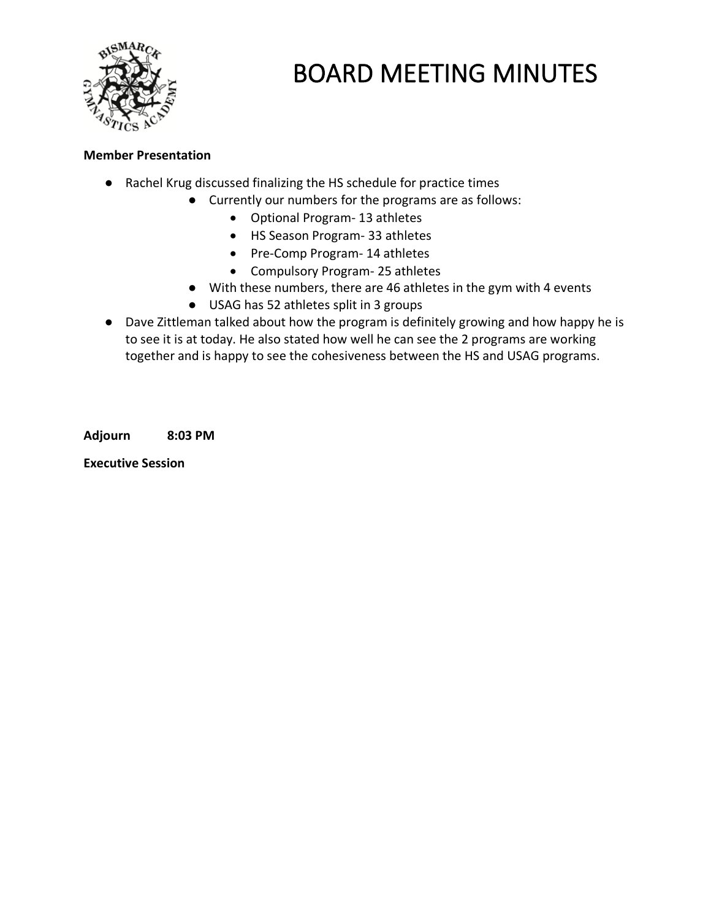# BOARD MEETING MINUTES

**Member Presentation**

- Rachel Krug discussed finalizing the HS schedule for practice times
    - Currently our numbers for the programs are as follows:
        - Optional Program- 13 athletes
        - HS Season Program- 33 athletes
        - Pre-Comp Program- 14 athletes
        - Compulsory Program- 25 athletes
    - With these numbers, there are 46 athletes in the gym with 4 events
    - USAG has 52 athletes split in 3 groups
- Dave Zittleman talked about how the program is definitely growing and how happy he is to see it is at today. He also stated how well he can see the 2 programs are working together and is happy to see the cohesiveness between the HS and USAG programs.

**Adjourn 8:03 PM**

**Executive Session**